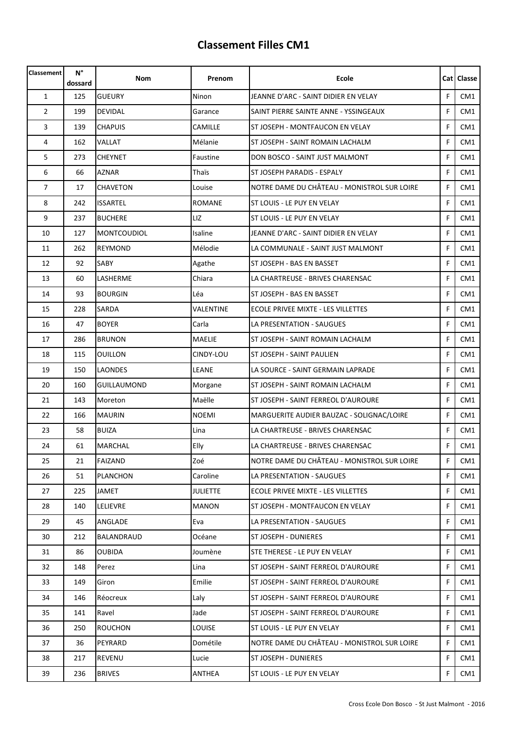# Classement Filles CM1

| Classement | N° dossard | Nom | Prenom | Ecole | Cat | Classe |
|---|---|---|---|---|---|---|
| 1 | 125 | GUEURY | Ninon | JEANNE D'ARC - SAINT DIDIER EN VELAY | F | CM1 |
| 2 | 199 | DEVIDAL | Garance | SAINT PIERRE SAINTE ANNE - YSSINGEAUX | F | CM1 |
| 3 | 139 | CHAPUIS | CAMILLE | ST JOSEPH - MONTFAUCON EN VELAY | F | CM1 |
| 4 | 162 | VALLAT | Mélanie | ST JOSEPH - SAINT ROMAIN LACHALM | F | CM1 |
| 5 | 273 | CHEYNET | Faustine | DON BOSCO - SAINT JUST MALMONT | F | CM1 |
| 6 | 66 | AZNAR | Thaïs | ST JOSEPH PARADIS - ESPALY | F | CM1 |
| 7 | 17 | CHAVETON | Louise | NOTRE DAME DU CHÂTEAU - MONISTROL SUR LOIRE | F | CM1 |
| 8 | 242 | ISSARTEL | ROMANE | ST LOUIS - LE PUY EN VELAY | F | CM1 |
| 9 | 237 | BUCHERE | LIZ | ST LOUIS - LE PUY EN VELAY | F | CM1 |
| 10 | 127 | MONTCOUDIOL | Isaline | JEANNE D'ARC - SAINT DIDIER EN VELAY | F | CM1 |
| 11 | 262 | REYMOND | Mélodie | LA COMMUNALE - SAINT JUST MALMONT | F | CM1 |
| 12 | 92 | SABY | Agathe | ST JOSEPH - BAS EN BASSET | F | CM1 |
| 13 | 60 | LASHERME | Chiara | LA CHARTREUSE - BRIVES CHARENSAC | F | CM1 |
| 14 | 93 | BOURGIN | Léa | ST JOSEPH - BAS EN BASSET | F | CM1 |
| 15 | 228 | SARDA | VALENTINE | ECOLE PRIVEE MIXTE - LES VILLETTES | F | CM1 |
| 16 | 47 | BOYER | Carla | LA PRESENTATION - SAUGUES | F | CM1 |
| 17 | 286 | BRUNON | MAELIE | ST JOSEPH - SAINT ROMAIN LACHALM | F | CM1 |
| 18 | 115 | OUILLON | CINDY-LOU | ST JOSEPH - SAINT PAULIEN | F | CM1 |
| 19 | 150 | LAONDES | LEANE | LA SOURCE - SAINT GERMAIN LAPRADE | F | CM1 |
| 20 | 160 | GUILLAUMOND | Morgane | ST JOSEPH - SAINT ROMAIN LACHALM | F | CM1 |
| 21 | 143 | Moreton | Maëlle | ST JOSEPH - SAINT FERREOL D'AUROURE | F | CM1 |
| 22 | 166 | MAURIN | NOEMI | MARGUERITE AUDIER BAUZAC - SOLIGNAC/LOIRE | F | CM1 |
| 23 | 58 | BUIZA | Lina | LA CHARTREUSE - BRIVES CHARENSAC | F | CM1 |
| 24 | 61 | MARCHAL | Elly | LA CHARTREUSE - BRIVES CHARENSAC | F | CM1 |
| 25 | 21 | FAIZAND | Zoé | NOTRE DAME DU CHÂTEAU - MONISTROL SUR LOIRE | F | CM1 |
| 26 | 51 | PLANCHON | Caroline | LA PRESENTATION - SAUGUES | F | CM1 |
| 27 | 225 | JAMET | JULIETTE | ECOLE PRIVEE MIXTE - LES VILLETTES | F | CM1 |
| 28 | 140 | LELIEVRE | MANON | ST JOSEPH - MONTFAUCON EN VELAY | F | CM1 |
| 29 | 45 | ANGLADE | Eva | LA PRESENTATION - SAUGUES | F | CM1 |
| 30 | 212 | BALANDRAUD | Océane | ST JOSEPH - DUNIERES | F | CM1 |
| 31 | 86 | OUBIDA | Joumène | STE THERESE - LE PUY EN VELAY | F | CM1 |
| 32 | 148 | Perez | Lina | ST JOSEPH - SAINT FERREOL D'AUROURE | F | CM1 |
| 33 | 149 | Giron | Emilie | ST JOSEPH - SAINT FERREOL D'AUROURE | F | CM1 |
| 34 | 146 | Réocreux | Laly | ST JOSEPH - SAINT FERREOL D'AUROURE | F | CM1 |
| 35 | 141 | Ravel | Jade | ST JOSEPH - SAINT FERREOL D'AUROURE | F | CM1 |
| 36 | 250 | ROUCHON | LOUISE | ST LOUIS - LE PUY EN VELAY | F | CM1 |
| 37 | 36 | PEYRARD | Dométile | NOTRE DAME DU CHÂTEAU - MONISTROL SUR LOIRE | F | CM1 |
| 38 | 217 | REVENU | Lucie | ST JOSEPH - DUNIERES | F | CM1 |
| 39 | 236 | BRIVES | ANTHEA | ST LOUIS - LE PUY EN VELAY | F | CM1 |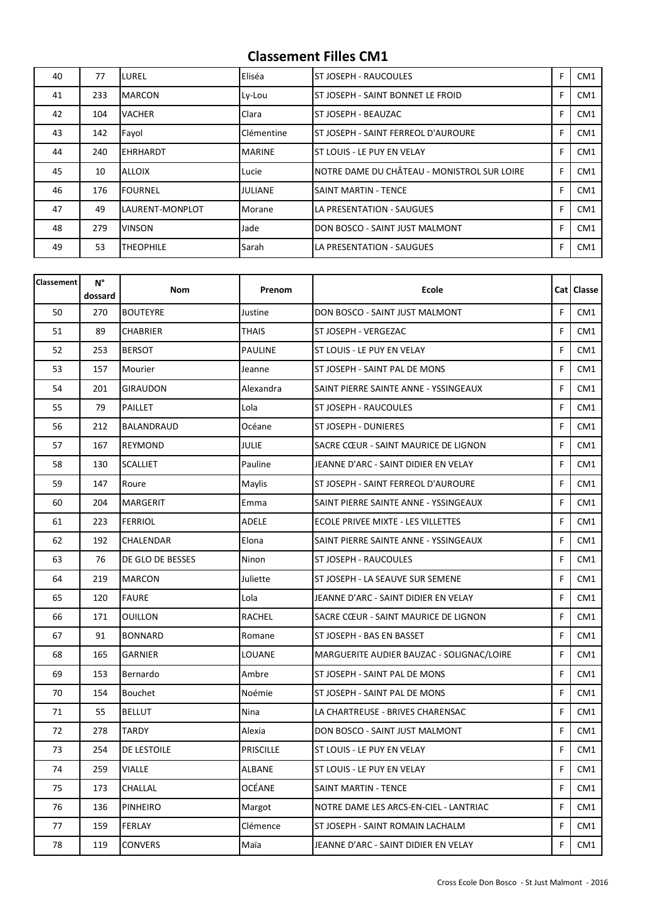## Classement Filles CM1

| Classement | N° dossard | Nom | Prenom | Ecole | Cat | Classe |
|---|---|---|---|---|---|---|
| 40 | 77 | LUREL | Eliséa | ST JOSEPH - RAUCOULES | F | CM1 |
| 41 | 233 | MARCON | Ly-Lou | ST JOSEPH - SAINT BONNET LE FROID | F | CM1 |
| 42 | 104 | VACHER | Clara | ST JOSEPH - BEAUZAC | F | CM1 |
| 43 | 142 | Fayol | Clémentine | ST JOSEPH - SAINT FERREOL D'AUROURE | F | CM1 |
| 44 | 240 | EHRHARDT | MARINE | ST LOUIS - LE PUY EN VELAY | F | CM1 |
| 45 | 10 | ALLOIX | Lucie | NOTRE DAME DU CHÂTEAU - MONISTROL SUR LOIRE | F | CM1 |
| 46 | 176 | FOURNEL | JULIANE | SAINT MARTIN - TENCE | F | CM1 |
| 47 | 49 | LAURENT-MONPLOT | Morane | LA PRESENTATION - SAUGUES | F | CM1 |
| 48 | 279 | VINSON | Jade | DON BOSCO - SAINT JUST MALMONT | F | CM1 |
| 49 | 53 | THEOPHILE | Sarah | LA PRESENTATION - SAUGUES | F | CM1 |
| 50 | 270 | BOUTEYRE | Justine | DON BOSCO - SAINT JUST MALMONT | F | CM1 |
| 51 | 89 | CHABRIER | THAIS | ST JOSEPH - VERGEZAC | F | CM1 |
| 52 | 253 | BERSOT | PAULINE | ST LOUIS - LE PUY EN VELAY | F | CM1 |
| 53 | 157 | Mourier | Jeanne | ST JOSEPH - SAINT PAL DE MONS | F | CM1 |
| 54 | 201 | GIRAUDON | Alexandra | SAINT PIERRE SAINTE ANNE - YSSINGEAUX | F | CM1 |
| 55 | 79 | PAILLET | Lola | ST JOSEPH - RAUCOULES | F | CM1 |
| 56 | 212 | BALANDRAUD | Océane | ST JOSEPH - DUNIERES | F | CM1 |
| 57 | 167 | REYMOND | JULIE | SACRE CŒUR - SAINT MAURICE DE LIGNON | F | CM1 |
| 58 | 130 | SCALLIET | Pauline | JEANNE D'ARC - SAINT DIDIER EN VELAY | F | CM1 |
| 59 | 147 | Roure | Maylis | ST JOSEPH - SAINT FERREOL D'AUROURE | F | CM1 |
| 60 | 204 | MARGERIT | Emma | SAINT PIERRE SAINTE ANNE - YSSINGEAUX | F | CM1 |
| 61 | 223 | FERRIOL | ADELE | ECOLE PRIVEE MIXTE - LES VILLETTES | F | CM1 |
| 62 | 192 | CHALENDAR | Elona | SAINT PIERRE SAINTE ANNE - YSSINGEAUX | F | CM1 |
| 63 | 76 | DE GLO DE BESSES | Ninon | ST JOSEPH - RAUCOULES | F | CM1 |
| 64 | 219 | MARCON | Juliette | ST JOSEPH - LA SEAUVE SUR SEMENE | F | CM1 |
| 65 | 120 | FAURE | Lola | JEANNE D'ARC - SAINT DIDIER EN VELAY | F | CM1 |
| 66 | 171 | OUILLON | RACHEL | SACRE CŒUR - SAINT MAURICE DE LIGNON | F | CM1 |
| 67 | 91 | BONNARD | Romane | ST JOSEPH - BAS EN BASSET | F | CM1 |
| 68 | 165 | GARNIER | LOUANE | MARGUERITE AUDIER BAUZAC - SOLIGNAC/LOIRE | F | CM1 |
| 69 | 153 | Bernardo | Ambre | ST JOSEPH - SAINT PAL DE MONS | F | CM1 |
| 70 | 154 | Bouchet | Noémie | ST JOSEPH - SAINT PAL DE MONS | F | CM1 |
| 71 | 55 | BELLUT | Nina | LA CHARTREUSE - BRIVES CHARENSAC | F | CM1 |
| 72 | 278 | TARDY | Alexia | DON BOSCO - SAINT JUST MALMONT | F | CM1 |
| 73 | 254 | DE LESTOILE | PRISCILLE | ST LOUIS - LE PUY EN VELAY | F | CM1 |
| 74 | 259 | VIALLE | ALBANE | ST LOUIS - LE PUY EN VELAY | F | CM1 |
| 75 | 173 | CHALLAL | OCÉANE | SAINT MARTIN - TENCE | F | CM1 |
| 76 | 136 | PINHEIRO | Margot | NOTRE DAME LES ARCS-EN-CIEL - LANTRIAC | F | CM1 |
| 77 | 159 | FERLAY | Clémence | ST JOSEPH - SAINT ROMAIN LACHALM | F | CM1 |
| 78 | 119 | CONVERS | Maïa | JEANNE D'ARC - SAINT DIDIER EN VELAY | F | CM1 |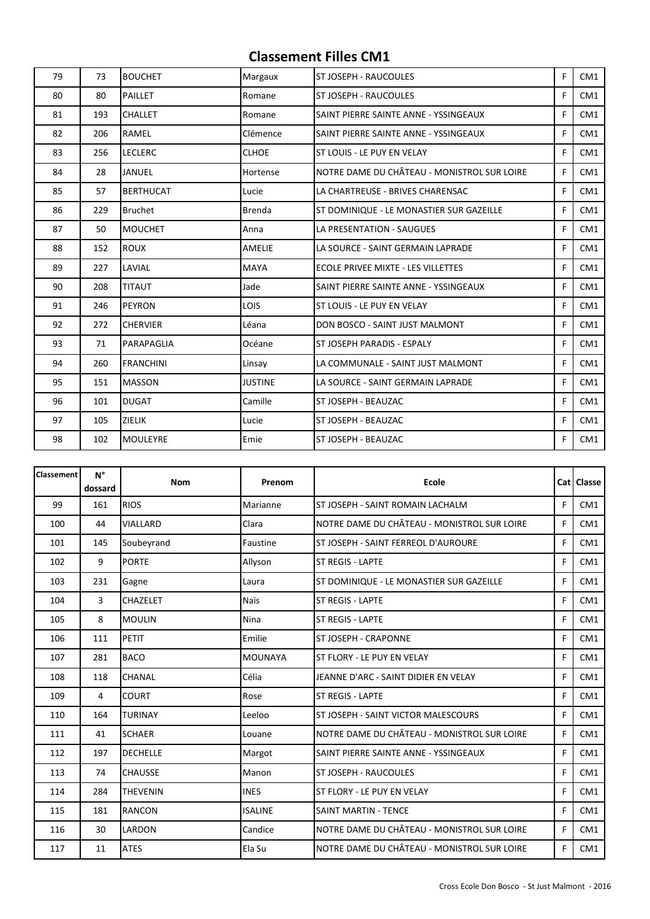# Classement Filles CM1

| Classement | N° dossard | Nom | Prenom | Ecole | Cat | Classe |
|---|---|---|---|---|---|---|
| 79 | 73 | BOUCHET | Margaux | ST JOSEPH - RAUCOULES | F | CM1 |
| 80 | 80 | PAILLET | Romane | ST JOSEPH - RAUCOULES | F | CM1 |
| 81 | 193 | CHALLET | Romane | SAINT PIERRE SAINTE ANNE - YSSINGEAUX | F | CM1 |
| 82 | 206 | RAMEL | Clémence | SAINT PIERRE SAINTE ANNE - YSSINGEAUX | F | CM1 |
| 83 | 256 | LECLERC | CLHOE | ST LOUIS - LE PUY EN VELAY | F | CM1 |
| 84 | 28 | JANUEL | Hortense | NOTRE DAME DU CHÂTEAU - MONISTROL SUR LOIRE | F | CM1 |
| 85 | 57 | BERTHUCAT | Lucie | LA CHARTREUSE - BRIVES CHARENSAC | F | CM1 |
| 86 | 229 | Bruchet | Brenda | ST DOMINIQUE - LE MONASTIER SUR GAZEILLE | F | CM1 |
| 87 | 50 | MOUCHET | Anna | LA PRESENTATION - SAUGUES | F | CM1 |
| 88 | 152 | ROUX | AMELIE | LA SOURCE - SAINT GERMAIN LAPRADE | F | CM1 |
| 89 | 227 | LAVIAL | MAYA | ECOLE PRIVEE MIXTE - LES VILLETTES | F | CM1 |
| 90 | 208 | TITAUT | Jade | SAINT PIERRE SAINTE ANNE - YSSINGEAUX | F | CM1 |
| 91 | 246 | PEYRON | LOIS | ST LOUIS - LE PUY EN VELAY | F | CM1 |
| 92 | 272 | CHERVIER | Léana | DON BOSCO - SAINT JUST MALMONT | F | CM1 |
| 93 | 71 | PARAPAGLIA | Océane | ST JOSEPH PARADIS - ESPALY | F | CM1 |
| 94 | 260 | FRANCHINI | Linsay | LA COMMUNALE - SAINT JUST MALMONT | F | CM1 |
| 95 | 151 | MASSON | JUSTINE | LA SOURCE - SAINT GERMAIN LAPRADE | F | CM1 |
| 96 | 101 | DUGAT | Camille | ST JOSEPH - BEAUZAC | F | CM1 |
| 97 | 105 | ZIELIK | Lucie | ST JOSEPH - BEAUZAC | F | CM1 |
| 98 | 102 | MOULEYRE | Emie | ST JOSEPH - BEAUZAC | F | CM1 |
| 99 | 161 | RIOS | Marianne | ST JOSEPH - SAINT ROMAIN LACHALM | F | CM1 |
| 100 | 44 | VIALLARD | Clara | NOTRE DAME DU CHÂTEAU - MONISTROL SUR LOIRE | F | CM1 |
| 101 | 145 | Soubeyrand | Faustine | ST JOSEPH - SAINT FERREOL D'AUROURE | F | CM1 |
| 102 | 9 | PORTE | Allyson | ST REGIS - LAPTE | F | CM1 |
| 103 | 231 | Gagne | Laura | ST DOMINIQUE - LE MONASTIER SUR GAZEILLE | F | CM1 |
| 104 | 3 | CHAZELET | Naïs | ST REGIS - LAPTE | F | CM1 |
| 105 | 8 | MOULIN | Nina | ST REGIS - LAPTE | F | CM1 |
| 106 | 111 | PETIT | Emilie | ST JOSEPH - CRAPONNE | F | CM1 |
| 107 | 281 | BACO | MOUNAYA | ST FLORY - LE PUY EN VELAY | F | CM1 |
| 108 | 118 | CHANAL | Célia | JEANNE D'ARC - SAINT DIDIER EN VELAY | F | CM1 |
| 109 | 4 | COURT | Rose | ST REGIS - LAPTE | F | CM1 |
| 110 | 164 | TURINAY | Leeloo | ST JOSEPH - SAINT VICTOR MALESCOURS | F | CM1 |
| 111 | 41 | SCHAER | Louane | NOTRE DAME DU CHÂTEAU - MONISTROL SUR LOIRE | F | CM1 |
| 112 | 197 | DECHELLE | Margot | SAINT PIERRE SAINTE ANNE - YSSINGEAUX | F | CM1 |
| 113 | 74 | CHAUSSE | Manon | ST JOSEPH - RAUCOULES | F | CM1 |
| 114 | 284 | THEVENIN | INES | ST FLORY - LE PUY EN VELAY | F | CM1 |
| 115 | 181 | RANCON | ISALINE | SAINT MARTIN - TENCE | F | CM1 |
| 116 | 30 | LARDON | Candice | NOTRE DAME DU CHÂTEAU - MONISTROL SUR LOIRE | F | CM1 |
| 117 | 11 | ATES | Ela Su | NOTRE DAME DU CHÂTEAU - MONISTROL SUR LOIRE | F | CM1 |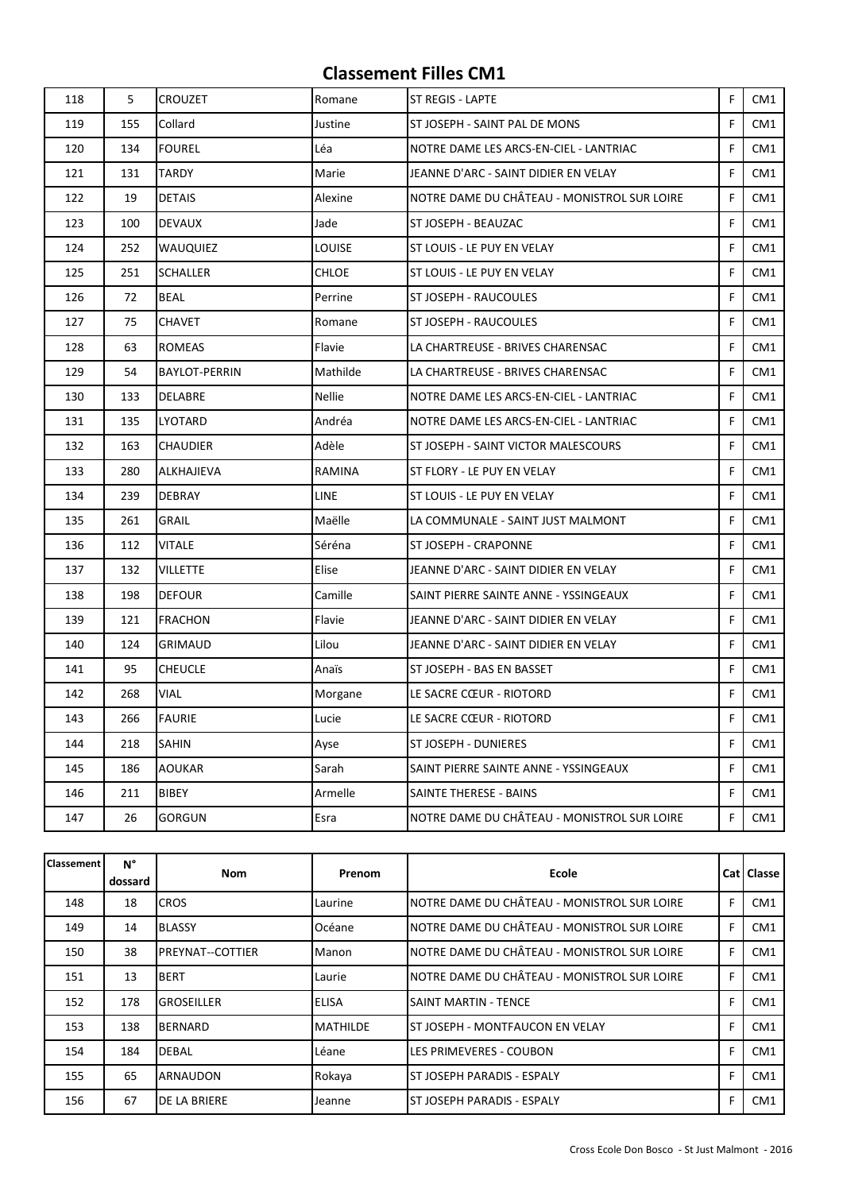# Classement Filles CM1

| Classement | N° dossard | Nom | Prenom | Ecole | Cat | Classe |
|---|---|---|---|---|---|---|
| 118 | 5 | CROUZET | Romane | ST REGIS - LAPTE | F | CM1 |
| 119 | 155 | Collard | Justine | ST JOSEPH - SAINT PAL DE MONS | F | CM1 |
| 120 | 134 | FOUREL | Léa | NOTRE DAME LES ARCS-EN-CIEL - LANTRIAC | F | CM1 |
| 121 | 131 | TARDY | Marie | JEANNE D'ARC - SAINT DIDIER EN VELAY | F | CM1 |
| 122 | 19 | DETAIS | Alexine | NOTRE DAME DU CHÂTEAU - MONISTROL SUR LOIRE | F | CM1 |
| 123 | 100 | DEVAUX | Jade | ST JOSEPH - BEAUZAC | F | CM1 |
| 124 | 252 | WAUQUIEZ | LOUISE | ST LOUIS - LE PUY EN VELAY | F | CM1 |
| 125 | 251 | SCHALLER | CHLOE | ST LOUIS - LE PUY EN VELAY | F | CM1 |
| 126 | 72 | BEAL | Perrine | ST JOSEPH - RAUCOULES | F | CM1 |
| 127 | 75 | CHAVET | Romane | ST JOSEPH - RAUCOULES | F | CM1 |
| 128 | 63 | ROMEAS | Flavie | LA CHARTREUSE - BRIVES CHARENSAC | F | CM1 |
| 129 | 54 | BAYLOT-PERRIN | Mathilde | LA CHARTREUSE - BRIVES CHARENSAC | F | CM1 |
| 130 | 133 | DELABRE | Nellie | NOTRE DAME LES ARCS-EN-CIEL - LANTRIAC | F | CM1 |
| 131 | 135 | LYOTARD | Andréa | NOTRE DAME LES ARCS-EN-CIEL - LANTRIAC | F | CM1 |
| 132 | 163 | CHAUDIER | Adèle | ST JOSEPH - SAINT VICTOR MALESCOURS | F | CM1 |
| 133 | 280 | ALKHAJIEVA | RAMINA | ST FLORY - LE PUY EN VELAY | F | CM1 |
| 134 | 239 | DEBRAY | LINE | ST LOUIS - LE PUY EN VELAY | F | CM1 |
| 135 | 261 | GRAIL | Maëlle | LA COMMUNALE - SAINT JUST MALMONT | F | CM1 |
| 136 | 112 | VITALE | Séréna | ST JOSEPH - CRAPONNE | F | CM1 |
| 137 | 132 | VILLETTE | Elise | JEANNE D'ARC - SAINT DIDIER EN VELAY | F | CM1 |
| 138 | 198 | DEFOUR | Camille | SAINT PIERRE SAINTE ANNE - YSSINGEAUX | F | CM1 |
| 139 | 121 | FRACHON | Flavie | JEANNE D'ARC - SAINT DIDIER EN VELAY | F | CM1 |
| 140 | 124 | GRIMAUD | Lilou | JEANNE D'ARC - SAINT DIDIER EN VELAY | F | CM1 |
| 141 | 95 | CHEUCLE | Anaïs | ST JOSEPH - BAS EN BASSET | F | CM1 |
| 142 | 268 | VIAL | Morgane | LE SACRE CŒUR - RIOTORD | F | CM1 |
| 143 | 266 | FAURIE | Lucie | LE SACRE CŒUR - RIOTORD | F | CM1 |
| 144 | 218 | SAHIN | Ayse | ST JOSEPH - DUNIERES | F | CM1 |
| 145 | 186 | AOUKAR | Sarah | SAINT PIERRE SAINTE ANNE - YSSINGEAUX | F | CM1 |
| 146 | 211 | BIBEY | Armelle | SAINTE THERESE - BAINS | F | CM1 |
| 147 | 26 | GORGUN | Esra | NOTRE DAME DU CHÂTEAU - MONISTROL SUR LOIRE | F | CM1 |
| 148 | 18 | CROS | Laurine | NOTRE DAME DU CHÂTEAU - MONISTROL SUR LOIRE | F | CM1 |
| 149 | 14 | BLASSY | Océane | NOTRE DAME DU CHÂTEAU - MONISTROL SUR LOIRE | F | CM1 |
| 150 | 38 | PREYNAT--COTTIER | Manon | NOTRE DAME DU CHÂTEAU - MONISTROL SUR LOIRE | F | CM1 |
| 151 | 13 | BERT | Laurie | NOTRE DAME DU CHÂTEAU - MONISTROL SUR LOIRE | F | CM1 |
| 152 | 178 | GROSEILLER | ELISA | SAINT MARTIN - TENCE | F | CM1 |
| 153 | 138 | BERNARD | MATHILDE | ST JOSEPH - MONTFAUCON EN VELAY | F | CM1 |
| 154 | 184 | DEBAL | Léane | LES PRIMEVERES - COUBON | F | CM1 |
| 155 | 65 | ARNAUDON | Rokaya | ST JOSEPH PARADIS - ESPALY | F | CM1 |
| 156 | 67 | DE LA BRIERE | Jeanne | ST JOSEPH PARADIS - ESPALY | F | CM1 |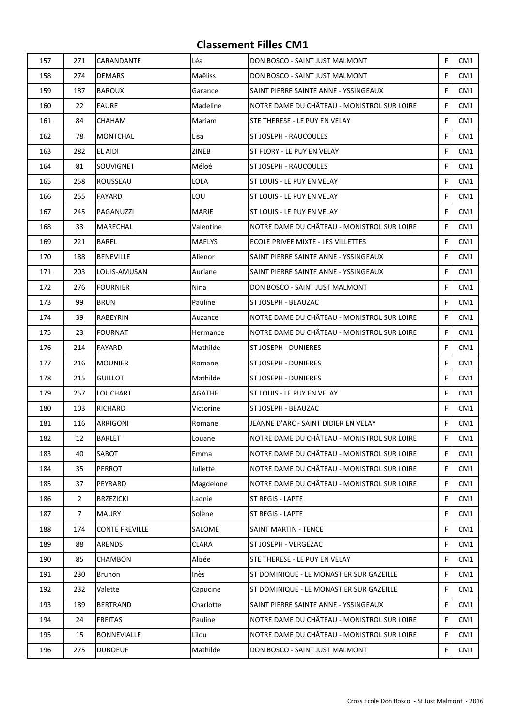## Classement Filles CM1

| | | | | | | |
|---|---|---|---|---|---|---|
| 157 | 271 | CARANDANTE | Léa | DON BOSCO - SAINT JUST MALMONT | F | CM1 |
| 158 | 274 | DEMARS | Maëliss | DON BOSCO - SAINT JUST MALMONT | F | CM1 |
| 159 | 187 | BAROUX | Garance | SAINT PIERRE SAINTE ANNE - YSSINGEAUX | F | CM1 |
| 160 | 22 | FAURE | Madeline | NOTRE DAME DU CHÂTEAU - MONISTROL SUR LOIRE | F | CM1 |
| 161 | 84 | CHAHAM | Mariam | STE THERESE - LE PUY EN VELAY | F | CM1 |
| 162 | 78 | MONTCHAL | Lisa | ST JOSEPH - RAUCOULES | F | CM1 |
| 163 | 282 | EL AIDI | ZINEB | ST FLORY - LE PUY EN VELAY | F | CM1 |
| 164 | 81 | SOUVIGNET | Méloé | ST JOSEPH - RAUCOULES | F | CM1 |
| 165 | 258 | ROUSSEAU | LOLA | ST LOUIS - LE PUY EN VELAY | F | CM1 |
| 166 | 255 | FAYARD | LOU | ST LOUIS - LE PUY EN VELAY | F | CM1 |
| 167 | 245 | PAGANUZZI | MARIE | ST LOUIS - LE PUY EN VELAY | F | CM1 |
| 168 | 33 | MARECHAL | Valentine | NOTRE DAME DU CHÂTEAU - MONISTROL SUR LOIRE | F | CM1 |
| 169 | 221 | BAREL | MAELYS | ECOLE PRIVEE MIXTE - LES VILLETTES | F | CM1 |
| 170 | 188 | BENEVILLE | Alienor | SAINT PIERRE SAINTE ANNE - YSSINGEAUX | F | CM1 |
| 171 | 203 | LOUIS-AMUSAN | Auriane | SAINT PIERRE SAINTE ANNE - YSSINGEAUX | F | CM1 |
| 172 | 276 | FOURNIER | Nina | DON BOSCO - SAINT JUST MALMONT | F | CM1 |
| 173 | 99 | BRUN | Pauline | ST JOSEPH - BEAUZAC | F | CM1 |
| 174 | 39 | RABEYRIN | Auzance | NOTRE DAME DU CHÂTEAU - MONISTROL SUR LOIRE | F | CM1 |
| 175 | 23 | FOURNAT | Hermance | NOTRE DAME DU CHÂTEAU - MONISTROL SUR LOIRE | F | CM1 |
| 176 | 214 | FAYARD | Mathilde | ST JOSEPH - DUNIERES | F | CM1 |
| 177 | 216 | MOUNIER | Romane | ST JOSEPH - DUNIERES | F | CM1 |
| 178 | 215 | GUILLOT | Mathilde | ST JOSEPH - DUNIERES | F | CM1 |
| 179 | 257 | LOUCHART | AGATHE | ST LOUIS - LE PUY EN VELAY | F | CM1 |
| 180 | 103 | RICHARD | Victorine | ST JOSEPH - BEAUZAC | F | CM1 |
| 181 | 116 | ARRIGONI | Romane | JEANNE D'ARC - SAINT DIDIER EN VELAY | F | CM1 |
| 182 | 12 | BARLET | Louane | NOTRE DAME DU CHÂTEAU - MONISTROL SUR LOIRE | F | CM1 |
| 183 | 40 | SABOT | Emma | NOTRE DAME DU CHÂTEAU - MONISTROL SUR LOIRE | F | CM1 |
| 184 | 35 | PERROT | Juliette | NOTRE DAME DU CHÂTEAU - MONISTROL SUR LOIRE | F | CM1 |
| 185 | 37 | PEYRARD | Magdelone | NOTRE DAME DU CHÂTEAU - MONISTROL SUR LOIRE | F | CM1 |
| 186 | 2 | BRZEZICKI | Laonie | ST REGIS - LAPTE | F | CM1 |
| 187 | 7 | MAURY | Solène | ST REGIS - LAPTE | F | CM1 |
| 188 | 174 | CONTE FREVILLE | SALOMÉ | SAINT MARTIN - TENCE | F | CM1 |
| 189 | 88 | ARENDS | CLARA | ST JOSEPH - VERGEZAC | F | CM1 |
| 190 | 85 | CHAMBON | Alizée | STE THERESE - LE PUY EN VELAY | F | CM1 |
| 191 | 230 | Brunon | Inès | ST DOMINIQUE - LE MONASTIER SUR GAZEILLE | F | CM1 |
| 192 | 232 | Valette | Capucine | ST DOMINIQUE - LE MONASTIER SUR GAZEILLE | F | CM1 |
| 193 | 189 | BERTRAND | Charlotte | SAINT PIERRE SAINTE ANNE - YSSINGEAUX | F | CM1 |
| 194 | 24 | FREITAS | Pauline | NOTRE DAME DU CHÂTEAU - MONISTROL SUR LOIRE | F | CM1 |
| 195 | 15 | BONNEVIALLE | Lilou | NOTRE DAME DU CHÂTEAU - MONISTROL SUR LOIRE | F | CM1 |
| 196 | 275 | DUBOEUF | Mathilde | DON BOSCO - SAINT JUST MALMONT | F | CM1 |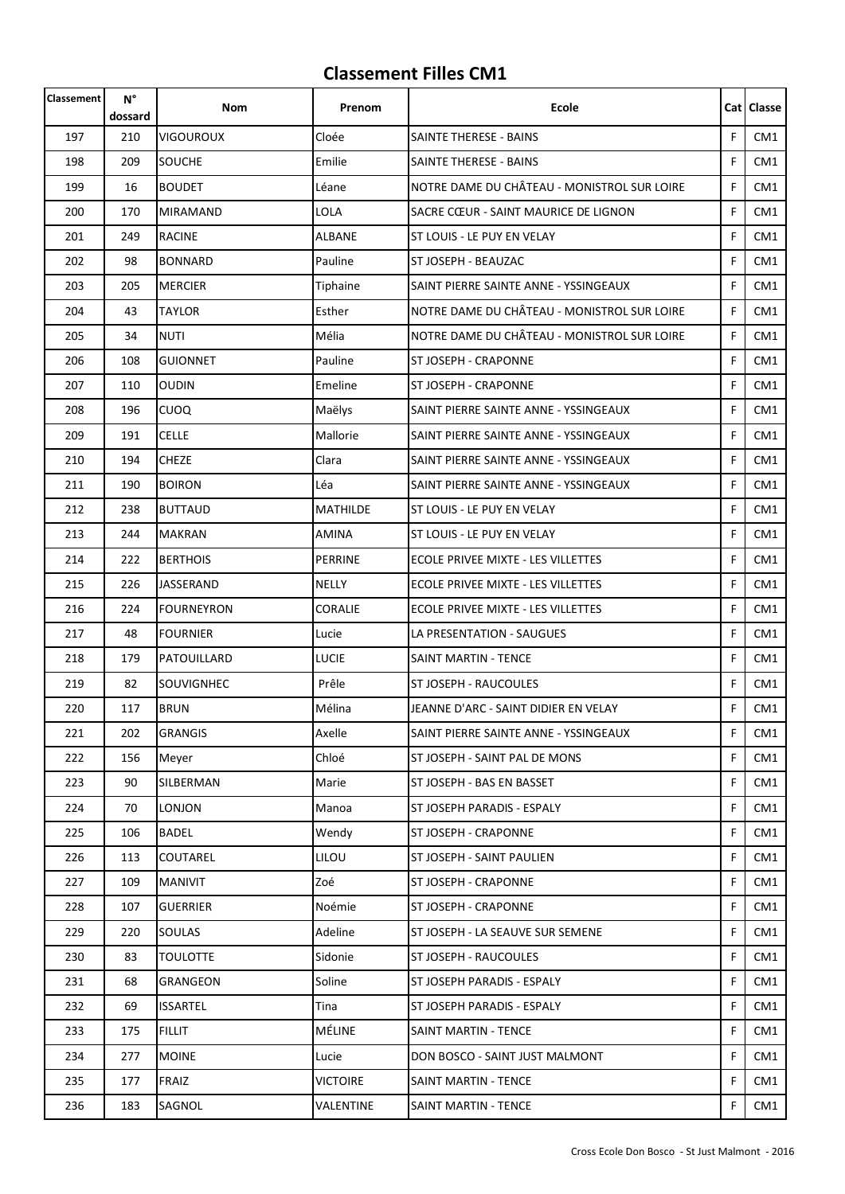# Classement Filles CM1

| Classement | N° dossard | Nom | Prenom | Ecole | Cat | Classe |
|---|---|---|---|---|---|---|
| 197 | 210 | VIGOUROUX | Cloée | SAINTE THERESE - BAINS | F | CM1 |
| 198 | 209 | SOUCHE | Emilie | SAINTE THERESE - BAINS | F | CM1 |
| 199 | 16 | BOUDET | Léane | NOTRE DAME DU CHÂTEAU - MONISTROL SUR LOIRE | F | CM1 |
| 200 | 170 | MIRAMAND | LOLA | SACRE CŒUR - SAINT MAURICE DE LIGNON | F | CM1 |
| 201 | 249 | RACINE | ALBANE | ST LOUIS - LE PUY EN VELAY | F | CM1 |
| 202 | 98 | BONNARD | Pauline | ST JOSEPH - BEAUZAC | F | CM1 |
| 203 | 205 | MERCIER | Tiphaine | SAINT PIERRE SAINTE ANNE - YSSINGEAUX | F | CM1 |
| 204 | 43 | TAYLOR | Esther | NOTRE DAME DU CHÂTEAU - MONISTROL SUR LOIRE | F | CM1 |
| 205 | 34 | NUTI | Mélia | NOTRE DAME DU CHÂTEAU - MONISTROL SUR LOIRE | F | CM1 |
| 206 | 108 | GUIONNET | Pauline | ST JOSEPH - CRAPONNE | F | CM1 |
| 207 | 110 | OUDIN | Emeline | ST JOSEPH - CRAPONNE | F | CM1 |
| 208 | 196 | CUOQ | Maëlys | SAINT PIERRE SAINTE ANNE - YSSINGEAUX | F | CM1 |
| 209 | 191 | CELLE | Mallorie | SAINT PIERRE SAINTE ANNE - YSSINGEAUX | F | CM1 |
| 210 | 194 | CHEZE | Clara | SAINT PIERRE SAINTE ANNE - YSSINGEAUX | F | CM1 |
| 211 | 190 | BOIRON | Léa | SAINT PIERRE SAINTE ANNE - YSSINGEAUX | F | CM1 |
| 212 | 238 | BUTTAUD | MATHILDE | ST LOUIS - LE PUY EN VELAY | F | CM1 |
| 213 | 244 | MAKRAN | AMINA | ST LOUIS - LE PUY EN VELAY | F | CM1 |
| 214 | 222 | BERTHOIS | PERRINE | ECOLE PRIVEE MIXTE - LES VILLETTES | F | CM1 |
| 215 | 226 | JASSERAND | NELLY | ECOLE PRIVEE MIXTE - LES VILLETTES | F | CM1 |
| 216 | 224 | FOURNEYRON | CORALIE | ECOLE PRIVEE MIXTE - LES VILLETTES | F | CM1 |
| 217 | 48 | FOURNIER | Lucie | LA PRESENTATION - SAUGUES | F | CM1 |
| 218 | 179 | PATOUILLARD | LUCIE | SAINT MARTIN - TENCE | F | CM1 |
| 219 | 82 | SOUVIGNHEC | Prêle | ST JOSEPH - RAUCOULES | F | CM1 |
| 220 | 117 | BRUN | Mélina | JEANNE D'ARC - SAINT DIDIER EN VELAY | F | CM1 |
| 221 | 202 | GRANGIS | Axelle | SAINT PIERRE SAINTE ANNE - YSSINGEAUX | F | CM1 |
| 222 | 156 | Meyer | Chloé | ST JOSEPH - SAINT PAL DE MONS | F | CM1 |
| 223 | 90 | SILBERMAN | Marie | ST JOSEPH - BAS EN BASSET | F | CM1 |
| 224 | 70 | LONJON | Manoa | ST JOSEPH PARADIS - ESPALY | F | CM1 |
| 225 | 106 | BADEL | Wendy | ST JOSEPH - CRAPONNE | F | CM1 |
| 226 | 113 | COUTAREL | LILOU | ST JOSEPH - SAINT PAULIEN | F | CM1 |
| 227 | 109 | MANIVIT | Zoé | ST JOSEPH - CRAPONNE | F | CM1 |
| 228 | 107 | GUERRIER | Noémie | ST JOSEPH - CRAPONNE | F | CM1 |
| 229 | 220 | SOULAS | Adeline | ST JOSEPH - LA SEAUVE SUR SEMENE | F | CM1 |
| 230 | 83 | TOULOTTE | Sidonie | ST JOSEPH - RAUCOULES | F | CM1 |
| 231 | 68 | GRANGEON | Soline | ST JOSEPH PARADIS - ESPALY | F | CM1 |
| 232 | 69 | ISSARTEL | Tina | ST JOSEPH PARADIS - ESPALY | F | CM1 |
| 233 | 175 | FILLIT | MÉLINE | SAINT MARTIN - TENCE | F | CM1 |
| 234 | 277 | MOINE | Lucie | DON BOSCO - SAINT JUST MALMONT | F | CM1 |
| 235 | 177 | FRAIZ | VICTOIRE | SAINT MARTIN - TENCE | F | CM1 |
| 236 | 183 | SAGNOL | VALENTINE | SAINT MARTIN - TENCE | F | CM1 |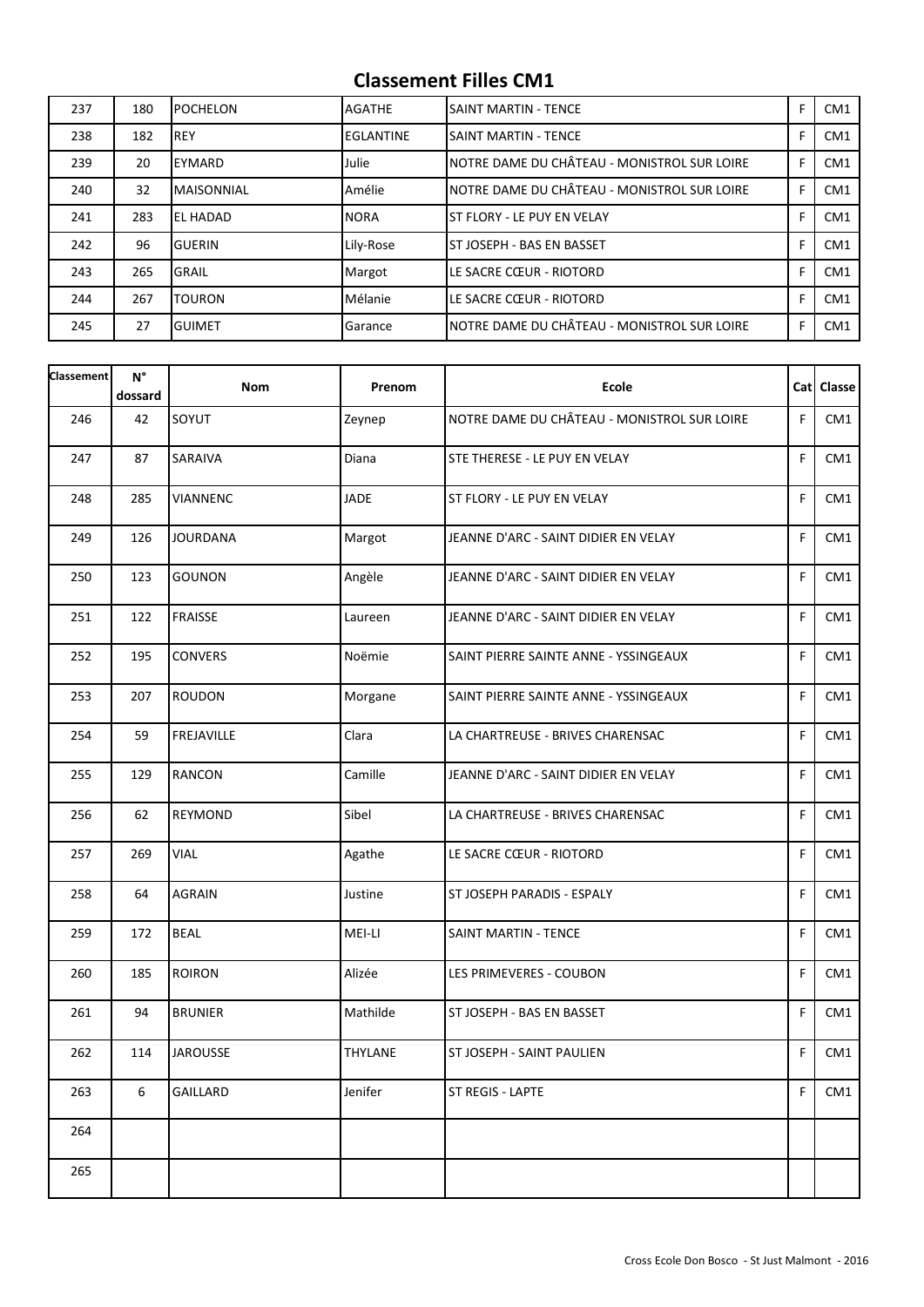## Classement Filles CM1

| Classement | N° dossard | Nom | Prenom | Ecole | Cat | Classe |
|---|---|---|---|---|---|---|
| 237 | 180 | POCHELON | AGATHE | SAINT MARTIN - TENCE | F | CM1 |
| 238 | 182 | REY | EGLANTINE | SAINT MARTIN - TENCE | F | CM1 |
| 239 | 20 | EYMARD | Julie | NOTRE DAME DU CHÂTEAU - MONISTROL SUR LOIRE | F | CM1 |
| 240 | 32 | MAISONNIAL | Amélie | NOTRE DAME DU CHÂTEAU - MONISTROL SUR LOIRE | F | CM1 |
| 241 | 283 | EL HADAD | NORA | ST FLORY - LE PUY EN VELAY | F | CM1 |
| 242 | 96 | GUERIN | Lily-Rose | ST JOSEPH - BAS EN BASSET | F | CM1 |
| 243 | 265 | GRAIL | Margot | LE SACRE CŒUR - RIOTORD | F | CM1 |
| 244 | 267 | TOURON | Mélanie | LE SACRE CŒUR - RIOTORD | F | CM1 |
| 245 | 27 | GUIMET | Garance | NOTRE DAME DU CHÂTEAU - MONISTROL SUR LOIRE | F | CM1 |
| 246 | 42 | SOYUT | Zeynep | NOTRE DAME DU CHÂTEAU - MONISTROL SUR LOIRE | F | CM1 |
| 247 | 87 | SARAIVA | Diana | STE THERESE - LE PUY EN VELAY | F | CM1 |
| 248 | 285 | VIANNENC | JADE | ST FLORY - LE PUY EN VELAY | F | CM1 |
| 249 | 126 | JOURDANA | Margot | JEANNE D'ARC - SAINT DIDIER EN VELAY | F | CM1 |
| 250 | 123 | GOUNON | Angèle | JEANNE D'ARC - SAINT DIDIER EN VELAY | F | CM1 |
| 251 | 122 | FRAISSE | Laureen | JEANNE D'ARC - SAINT DIDIER EN VELAY | F | CM1 |
| 252 | 195 | CONVERS | Noëmie | SAINT PIERRE SAINTE ANNE - YSSINGEAUX | F | CM1 |
| 253 | 207 | ROUDON | Morgane | SAINT PIERRE SAINTE ANNE - YSSINGEAUX | F | CM1 |
| 254 | 59 | FREJAVILLE | Clara | LA CHARTREUSE - BRIVES CHARENSAC | F | CM1 |
| 255 | 129 | RANCON | Camille | JEANNE D'ARC - SAINT DIDIER EN VELAY | F | CM1 |
| 256 | 62 | REYMOND | Sibel | LA CHARTREUSE - BRIVES CHARENSAC | F | CM1 |
| 257 | 269 | VIAL | Agathe | LE SACRE CŒUR - RIOTORD | F | CM1 |
| 258 | 64 | AGRAIN | Justine | ST JOSEPH PARADIS - ESPALY | F | CM1 |
| 259 | 172 | BEAL | MEI-LI | SAINT MARTIN - TENCE | F | CM1 |
| 260 | 185 | ROIRON | Alizée | LES PRIMEVERES - COUBON | F | CM1 |
| 261 | 94 | BRUNIER | Mathilde | ST JOSEPH - BAS EN BASSET | F | CM1 |
| 262 | 114 | JAROUSSE | THYLANE | ST JOSEPH - SAINT PAULIEN | F | CM1 |
| 263 | 6 | GAILLARD | Jenifer | ST REGIS - LAPTE | F | CM1 |
| 264 | | | | | | |
| 265 | | | | | | |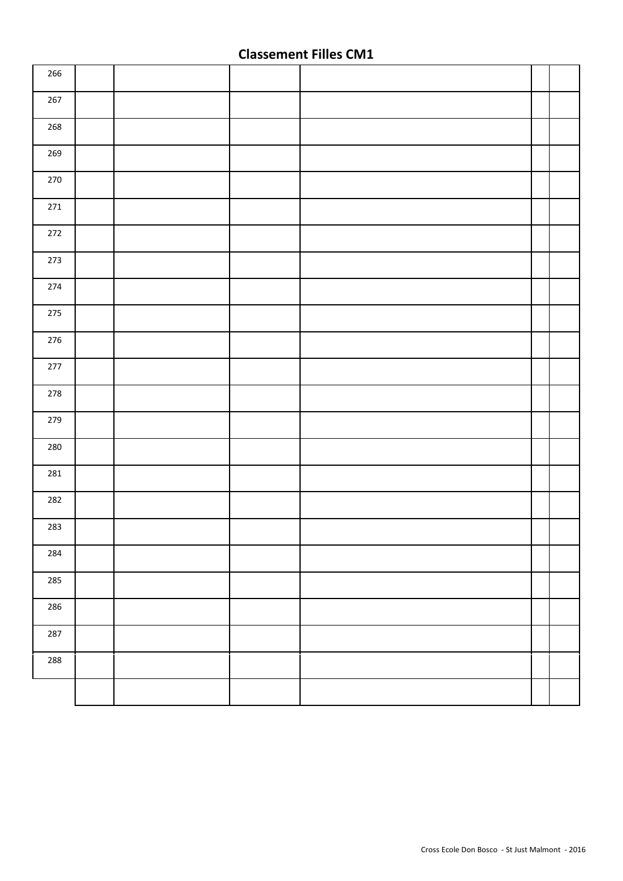## Classement Filles CM1

| | | | | | | |
|---|---|---|---|---|---|---|
| 266 | | | | | | |
| 267 | | | | | | |
| 268 | | | | | | |
| 269 | | | | | | |
| 270 | | | | | | |
| 271 | | | | | | |
| 272 | | | | | | |
| 273 | | | | | | |
| 274 | | | | | | |
| 275 | | | | | | |
| 276 | | | | | | |
| 277 | | | | | | |
| 278 | | | | | | |
| 279 | | | | | | |
| 280 | | | | | | |
| 281 | | | | | | |
| 282 | | | | | | |
| 283 | | | | | | |
| 284 | | | | | | |
| 285 | | | | | | |
| 286 | | | | | | |
| 287 | | | | | | |
| 288 | | | | | | |
| | | | | | | |

Cross Ecole Don Bosco - St Just Malmont - 2016